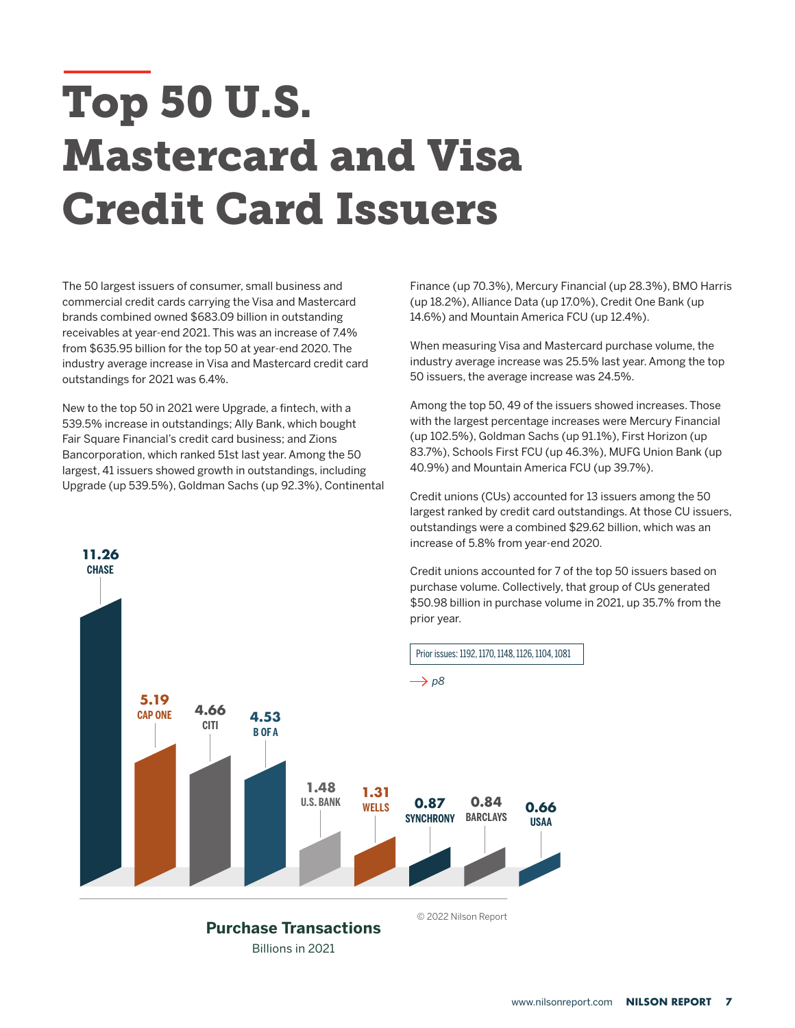# Top 50 U.S. Mastercard and Visa Credit Card Issuers

The 50 largest issuers of consumer, small business and commercial credit cards carrying the Visa and Mastercard brands combined owned $683.09 billion in outstanding receivables at year-end 2021. This was an increase of 7.4% from $635.95 billion for the top 50 at year-end 2020. The industry average increase in Visa and Mastercard credit card outstandings for 2021 was 6.4%.

New to the top 50 in 2021 were Upgrade, a fintech, with a 539.5% increase in outstandings; Ally Bank, which bought Fair Square Financial's credit card business; and Zions Bancorporation, which ranked 51st last year. Among the 50 largest, 41 issuers showed growth in outstandings, including Upgrade (up 539.5%), Goldman Sachs (up 92.3%), Continental Finance (up 70.3%), Mercury Financial (up 28.3%), BMO Harris (up 18.2%), Alliance Data (up 17.0%), Credit One Bank (up 14.6%) and Mountain America FCU (up 12.4%).

When measuring Visa and Mastercard purchase volume, the industry average increase was 25.5% last year. Among the top 50 issuers, the average increase was 24.5%.

Among the top 50, 49 of the issuers showed increases. Those with the largest percentage increases were Mercury Financial (up 102.5%), Goldman Sachs (up 91.1%), First Horizon (up 83.7%), Schools First FCU (up 46.3%), MUFG Union Bank (up 40.9%) and Mountain America FCU (up 39.7%).

Credit unions (CUs) accounted for 13 issuers among the 50 largest ranked by credit card outstandings. At those CU issuers, outstandings were a combined $29.62 billion, which was an increase of 5.8% from year-end 2020.

Credit unions accounted for 7 of the top 50 issuers based on purchase volume. Collectively, that group of CUs generated $50.98 billion in purchase volume in 2021, up 35.7% from the prior year.

Prior issues: 1192, 1170, 1148, 1126, 1104, 1081

→ *p8*

| Issuer | Purchase Transactions (Billions in 2021) |
|---|---|
| CHASE | 11.26 |
| CAP ONE | 5.19 |
| CITI | 4.66 |
| B OF A | 4.53 |
| U.S. BANK | 1.48 |
| WELLS | 1.31 |
| SYNCHRONY | 0.87 |
| BARCLAYS | 0.84 |
| USAA | 0.66 |

**Purchase Transactions**
Billions in 2021

© 2022 Nilson Report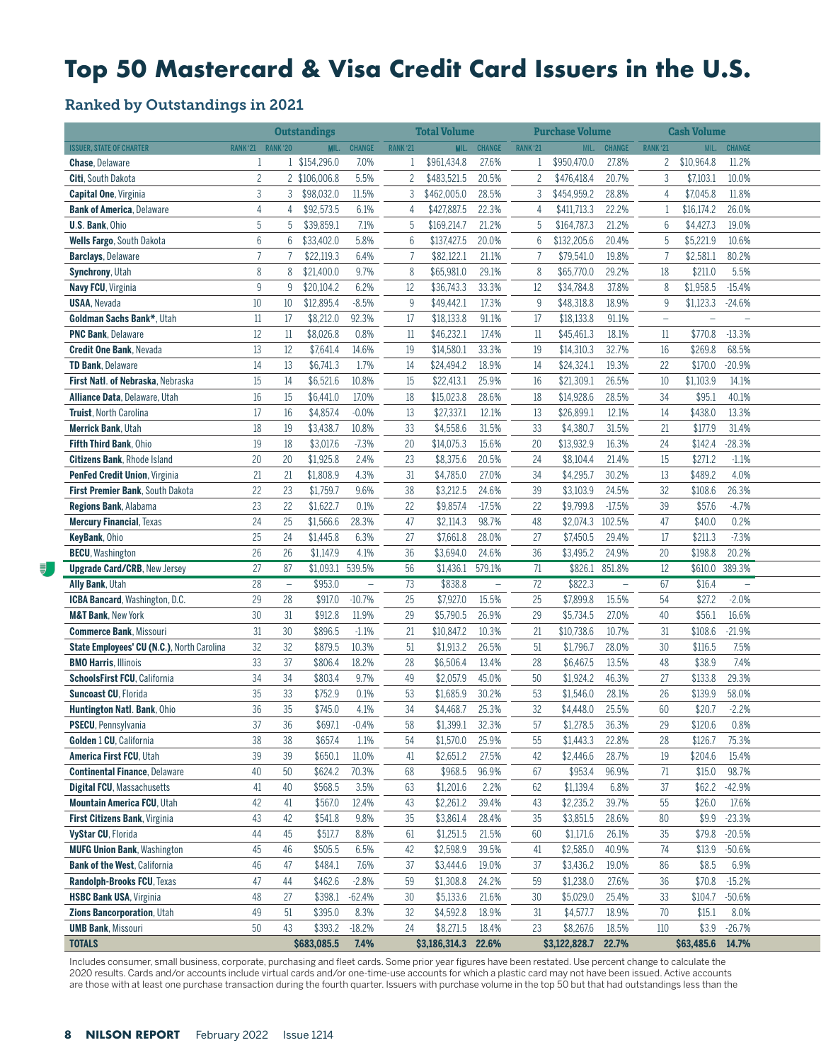# Top 50 Mastercard & Visa Credit Card Issuers in the U.S.

## Ranked by Outstandings in 2021

| | Outstandings | | | | Total Volume | | | Purchase Volume | | | Cash Volume | | |
|---|---|---|---|---|---|---|---|---|---|---|---|---|---|
| ISSUER, STATE OF CHARTER | RANK '21 | RANK '20 | MIL. | CHANGE | RANK '21 | MIL. | CHANGE | RANK '21 | MIL. | CHANGE | RANK '21 | MIL. | CHANGE |
| **Chase**, Delaware | 1 | 1 | $154,296.0 | 7.0% | 1 | $961,434.8 | 27.6% | 1 | $950,470.0 | 27.8% | 2 | $10,964.8 | 11.2% |
| **Citi**, South Dakota | 2 | 2 | $106,006.8 | 5.5% | 2 | $483,521.5 | 20.5% | 2 | $476,418.4 | 20.7% | 3 | $7,103.1 | 10.0% |
| **Capital One**, Virginia | 3 | 3 | $98,032.0 | 11.5% | 3 | $462,005.0 | 28.5% | 3 | $454,959.2 | 28.8% | 4 | $7,045.8 | 11.8% |
| **Bank of America**, Delaware | 4 | 4 | $92,573.5 | 6.1% | 4 | $427,887.5 | 22.3% | 4 | $411,713.3 | 22.2% | 1 | $16,174.2 | 26.0% |
| **U.S. Bank**, Ohio | 5 | 5 | $39,859.1 | 7.1% | 5 | $169,214.7 | 21.2% | 5 | $164,787.3 | 21.2% | 6 | $4,427.3 | 19.0% |
| **Wells Fargo**, South Dakota | 6 | 6 | $33,402.0 | 5.8% | 6 | $137,427.5 | 20.0% | 6 | $132,205.6 | 20.4% | 5 | $5,221.9 | 10.6% |
| **Barclays**, Delaware | 7 | 7 | $22,119.3 | 6.4% | 7 | $82,122.1 | 21.1% | 7 | $79,541.0 | 19.8% | 7 | $2,581.1 | 80.2% |
| **Synchrony**, Utah | 8 | 8 | $21,400.0 | 9.7% | 8 | $65,981.0 | 29.1% | 8 | $65,770.0 | 29.2% | 18 | $211.0 | 5.5% |
| **Navy FCU**, Virginia | 9 | 9 | $20,104.2 | 6.2% | 12 | $36,743.3 | 33.3% | 12 | $34,784.8 | 37.8% | 8 | $1,958.5 | -15.4% |
| **USAA**, Nevada | 10 | 10 | $12,895.4 | -8.5% | 9 | $49,442.1 | 17.3% | 9 | $48,318.8 | 18.9% | 9 | $1,123.3 | -24.6% |
| **Goldman Sachs Bank***, Utah | 11 | 17 | $8,212.0 | 92.3% | 17 | $18,133.8 | 91.1% | 17 | $18,133.8 | 91.1% | – | – | – |
| **PNC Bank**, Delaware | 12 | 11 | $8,026.8 | 0.8% | 11 | $46,232.1 | 17.4% | 11 | $45,461.3 | 18.1% | 11 | $770.8 | -13.3% |
| **Credit One Bank**, Nevada | 13 | 12 | $7,641.4 | 14.6% | 19 | $14,580.1 | 33.3% | 19 | $14,310.3 | 32.7% | 16 | $269.8 | 68.5% |
| **TD Bank**, Delaware | 14 | 13 | $6,741.3 | 1.7% | 14 | $24,494.2 | 18.9% | 14 | $24,324.1 | 19.3% | 22 | $170.0 | -20.9% |
| **First Natl. of Nebraska**, Nebraska | 15 | 14 | $6,521.6 | 10.8% | 15 | $22,413.1 | 25.9% | 16 | $21,309.1 | 26.5% | 10 | $1,103.9 | 14.1% |
| **Alliance Data**, Delaware, Utah | 16 | 15 | $6,441.0 | 17.0% | 18 | $15,023.8 | 28.6% | 18 | $14,928.6 | 28.5% | 34 | $95.1 | 40.1% |
| **Truist**, North Carolina | 17 | 16 | $4,857.4 | -0.0% | 13 | $27,337.1 | 12.1% | 13 | $26,899.1 | 12.1% | 14 | $438.0 | 13.3% |
| **Merrick Bank**, Utah | 18 | 19 | $3,438.7 | 10.8% | 33 | $4,558.6 | 31.5% | 33 | $4,380.7 | 31.5% | 21 | $177.9 | 31.4% |
| **Fifth Third Bank**, Ohio | 19 | 18 | $3,017.6 | -7.3% | 20 | $14,075.3 | 15.6% | 20 | $13,932.9 | 16.3% | 24 | $142.4 | -28.3% |
| **Citizens Bank**, Rhode Island | 20 | 20 | $1,925.8 | 2.4% | 23 | $8,375.6 | 20.5% | 24 | $8,104.4 | 21.4% | 15 | $271.2 | -1.1% |
| **PenFed Credit Union**, Virginia | 21 | 21 | $1,808.9 | 4.3% | 31 | $4,785.0 | 27.0% | 34 | $4,295.7 | 30.2% | 13 | $489.2 | 4.0% |
| **First Premier Bank**, South Dakota | 22 | 23 | $1,759.7 | 9.6% | 38 | $3,212.5 | 24.6% | 39 | $3,103.9 | 24.5% | 32 | $108.6 | 26.3% |
| **Regions Bank**, Alabama | 23 | 22 | $1,622.7 | 0.1% | 22 | $9,857.4 | -17.5% | 22 | $9,799.8 | -17.5% | 39 | $57.6 | -4.7% |
| **Mercury Financial**, Texas | 24 | 25 | $1,566.6 | 28.3% | 47 | $2,114.3 | 98.7% | 48 | $2,074.3 | 102.5% | 47 | $40.0 | 0.2% |
| **KeyBank**, Ohio | 25 | 24 | $1,445.8 | 6.3% | 27 | $7,661.8 | 28.0% | 27 | $7,450.5 | 29.4% | 17 | $211.3 | -7.3% |
| **BECU**, Washington | 26 | 26 | $1,147.9 | 4.1% | 36 | $3,694.0 | 24.6% | 36 | $3,495.2 | 24.9% | 20 | $198.8 | 20.2% |
| **Upgrade Card/CRB**, New Jersey | 27 | 87 | $1,093.1 | 539.5% | 56 | $1,436.1 | 579.1% | 71 | $826.1 | 851.8% | 12 | $610.0 | 389.3% |
| **Ally Bank**, Utah | 28 | – | $953.0 | – | 73 | $838.8 | – | 72 | $822.3 | – | 67 | $16.4 | – |
| **ICBA Bancard**, Washington, D.C. | 29 | 28 | $917.0 | -10.7% | 25 | $7,927.0 | 15.5% | 25 | $7,899.8 | 15.5% | 54 | $27.2 | -2.0% |
| **M&T Bank**, New York | 30 | 31 | $912.8 | 11.9% | 29 | $5,790.5 | 26.9% | 29 | $5,734.5 | 27.0% | 40 | $56.1 | 16.6% |
| **Commerce Bank**, Missouri | 31 | 30 | $896.5 | -1.1% | 21 | $10,847.2 | 10.3% | 21 | $10,738.6 | 10.7% | 31 | $108.6 | -21.9% |
| **State Employees' CU (N.C.)**, North Carolina | 32 | 32 | $879.5 | 10.3% | 51 | $1,913.2 | 26.5% | 51 | $1,796.7 | 28.0% | 30 | $116.5 | 7.5% |
| **BMO Harris**, Illinois | 33 | 37 | $806.4 | 18.2% | 28 | $6,506.4 | 13.4% | 28 | $6,467.5 | 13.5% | 48 | $38.9 | 7.4% |
| **SchoolsFirst FCU**, California | 34 | 34 | $803.4 | 9.7% | 49 | $2,057.9 | 45.0% | 50 | $1,924.2 | 46.3% | 27 | $133.8 | 29.3% |
| **Suncoast CU**, Florida | 35 | 33 | $752.9 | 0.1% | 53 | $1,685.9 | 30.2% | 53 | $1,546.0 | 28.1% | 26 | $139.9 | 58.0% |
| **Huntington Natl. Bank**, Ohio | 36 | 35 | $745.0 | 4.1% | 34 | $4,468.7 | 25.3% | 32 | $4,448.0 | 25.5% | 60 | $20.7 | -2.2% |
| **PSECU**, Pennsylvania | 37 | 36 | $697.1 | -0.4% | 58 | $1,399.1 | 32.3% | 57 | $1,278.5 | 36.3% | 29 | $120.6 | 0.8% |
| **Golden 1 CU**, California | 38 | 38 | $657.4 | 1.1% | 54 | $1,570.0 | 25.9% | 55 | $1,443.3 | 22.8% | 28 | $126.7 | 75.3% |
| **America First FCU**, Utah | 39 | 39 | $650.1 | 11.0% | 41 | $2,651.2 | 27.5% | 42 | $2,446.6 | 28.7% | 19 | $204.6 | 15.4% |
| **Continental Finance**, Delaware | 40 | 50 | $624.2 | 70.3% | 68 | $968.5 | 96.9% | 67 | $953.4 | 96.9% | 71 | $15.0 | 98.7% |
| **Digital FCU**, Massachusetts | 41 | 40 | $568.5 | 3.5% | 63 | $1,201.6 | 2.2% | 62 | $1,139.4 | 6.8% | 37 | $62.2 | -42.9% |
| **Mountain America FCU**, Utah | 42 | 41 | $567.0 | 12.4% | 43 | $2,261.2 | 39.4% | 43 | $2,235.2 | 39.7% | 55 | $26.0 | 17.6% |
| **First Citizens Bank**, Virginia | 43 | 42 | $541.8 | 9.8% | 35 | $3,861.4 | 28.4% | 35 | $3,851.5 | 28.6% | 80 | $9.9 | -23.3% |
| **VyStar CU**, Florida | 44 | 45 | $517.7 | 8.8% | 61 | $1,251.5 | 21.5% | 60 | $1,171.6 | 26.1% | 35 | $79.8 | -20.5% |
| **MUFG Union Bank**, Washington | 45 | 46 | $505.5 | 6.5% | 42 | $2,598.9 | 39.5% | 41 | $2,585.0 | 40.9% | 74 | $13.9 | -50.6% |
| **Bank of the West**, California | 46 | 47 | $484.1 | 7.6% | 37 | $3,444.6 | 19.0% | 37 | $3,436.2 | 19.0% | 86 | $8.5 | 6.9% |
| **Randolph-Brooks FCU**, Texas | 47 | 44 | $462.6 | -2.8% | 59 | $1,308.8 | 24.2% | 59 | $1,238.0 | 27.6% | 36 | $70.8 | -15.2% |
| **HSBC Bank USA**, Virginia | 48 | 27 | $398.1 | -62.4% | 30 | $5,133.6 | 21.6% | 30 | $5,029.0 | 25.4% | 33 | $104.7 | -50.6% |
| **Zions Bancorporation**, Utah | 49 | 51 | $395.0 | 8.3% | 32 | $4,592.8 | 18.9% | 31 | $4,577.7 | 18.9% | 70 | $15.1 | 8.0% |
| **UMB Bank**, Missouri | 50 | 43 | $393.2 | -18.2% | 24 | $8,271.5 | 18.4% | 23 | $8,267.6 | 18.5% | 110 | $3.9 | -26.7% |
| **TOTALS** | | | **$683,085.5** | **7.4%** | | **$3,186,314.3** | **22.6%** | | **$3,122,828.7** | **22.7%** | | **$63,485.6** | **14.7%** |

Includes consumer, small business, corporate, purchasing and fleet cards. Some prior year figures have been restated. Use percent change to calculate the 2020 results. Cards and/or accounts include virtual cards and/or one-time-use accounts for which a plastic card may not have been issued. Active accounts are those with at least one purchase transaction during the fourth quarter. Issuers with purchase volume in the top 50 but that had outstandings less than the